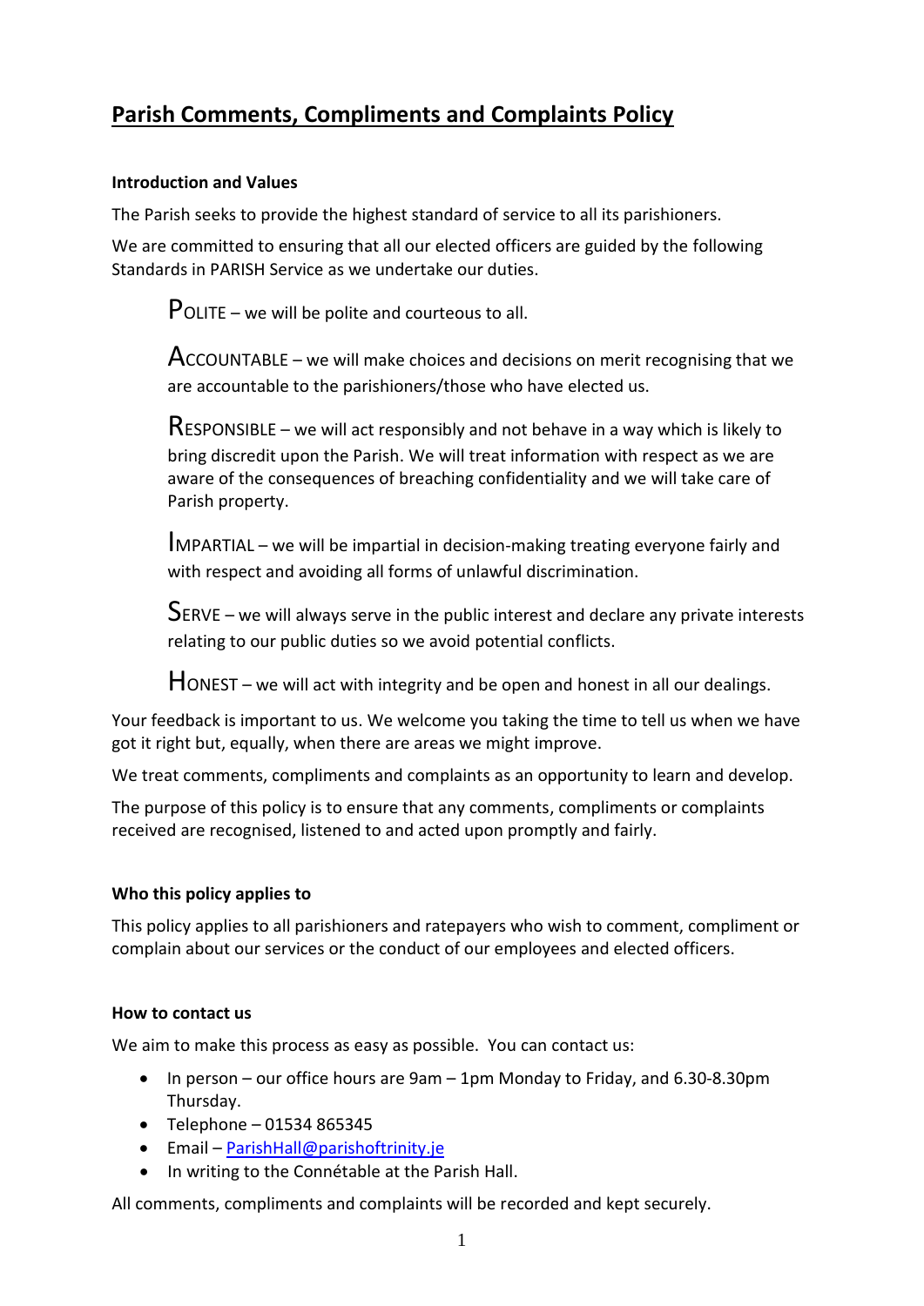# Parish Comments, Compliments and Complaints Policy

**Introduction and Values**

The Parish seeks to provide the highest standard of service to all its parishioners.

We are committed to ensuring that all our elected officers are guided by the following Standards in PARISH Service as we undertake our duties.

> POLITE – we will be polite and courteous to all.
>
> ACCOUNTABLE – we will make choices and decisions on merit recognising that we are accountable to the parishioners/those who have elected us.
>
> RESPONSIBLE – we will act responsibly and not behave in a way which is likely to bring discredit upon the Parish. We will treat information with respect as we are aware of the consequences of breaching confidentiality and we will take care of Parish property.
>
> IMPARTIAL – we will be impartial in decision-making treating everyone fairly and with respect and avoiding all forms of unlawful discrimination.
>
> SERVE – we will always serve in the public interest and declare any private interests relating to our public duties so we avoid potential conflicts.
>
> HONEST – we will act with integrity and be open and honest in all our dealings.

Your feedback is important to us. We welcome you taking the time to tell us when we have got it right but, equally, when there are areas we might improve.

We treat comments, compliments and complaints as an opportunity to learn and develop.

The purpose of this policy is to ensure that any comments, compliments or complaints received are recognised, listened to and acted upon promptly and fairly.

**Who this policy applies to**

This policy applies to all parishioners and ratepayers who wish to comment, compliment or complain about our services or the conduct of our employees and elected officers.

**How to contact us**

We aim to make this process as easy as possible. You can contact us:

- In person – our office hours are 9am – 1pm Monday to Friday, and 6.30-8.30pm Thursday.
- Telephone – 01534 865345
- Email – ParishHall@parishoftrinity.je
- In writing to the Connétable at the Parish Hall.

All comments, compliments and complaints will be recorded and kept securely.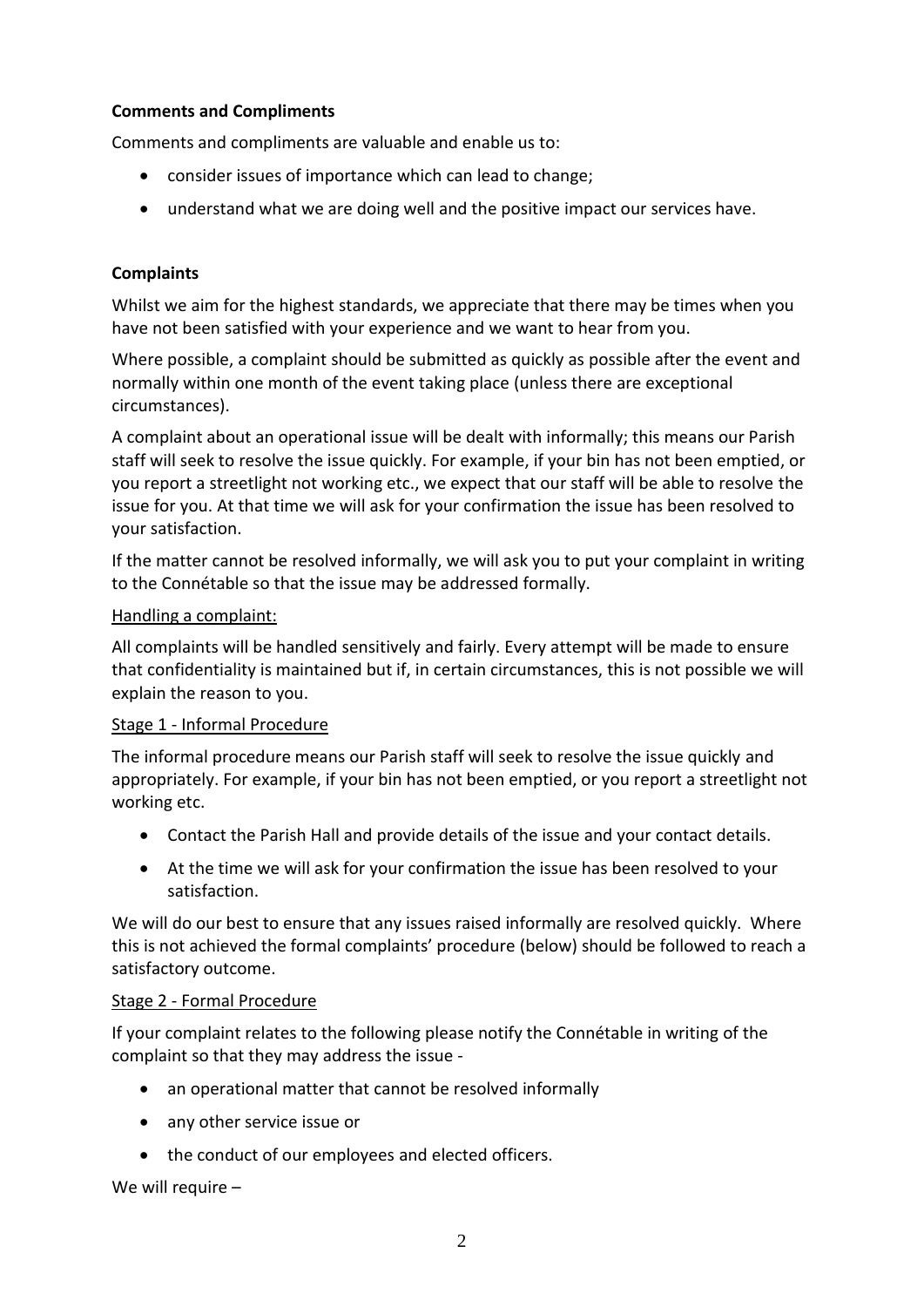**Comments and Compliments**

Comments and compliments are valuable and enable us to:

- consider issues of importance which can lead to change;
- understand what we are doing well and the positive impact our services have.

**Complaints**

Whilst we aim for the highest standards, we appreciate that there may be times when you have not been satisfied with your experience and we want to hear from you.

Where possible, a complaint should be submitted as quickly as possible after the event and normally within one month of the event taking place (unless there are exceptional circumstances).

A complaint about an operational issue will be dealt with informally; this means our Parish staff will seek to resolve the issue quickly. For example, if your bin has not been emptied, or you report a streetlight not working etc., we expect that our staff will be able to resolve the issue for you. At that time we will ask for your confirmation the issue has been resolved to your satisfaction.

If the matter cannot be resolved informally, we will ask you to put your complaint in writing to the Connétable so that the issue may be addressed formally.

<u>Handling a complaint:</u>

All complaints will be handled sensitively and fairly. Every attempt will be made to ensure that confidentiality is maintained but if, in certain circumstances, this is not possible we will explain the reason to you.

<u>Stage 1 - Informal Procedure</u>

The informal procedure means our Parish staff will seek to resolve the issue quickly and appropriately. For example, if your bin has not been emptied, or you report a streetlight not working etc.

- Contact the Parish Hall and provide details of the issue and your contact details.
- At the time we will ask for your confirmation the issue has been resolved to your satisfaction.

We will do our best to ensure that any issues raised informally are resolved quickly. Where this is not achieved the formal complaints' procedure (below) should be followed to reach a satisfactory outcome.

<u>Stage 2 - Formal Procedure</u>

If your complaint relates to the following please notify the Connétable in writing of the complaint so that they may address the issue -

- an operational matter that cannot be resolved informally
- any other service issue or
- the conduct of our employees and elected officers.

We will require –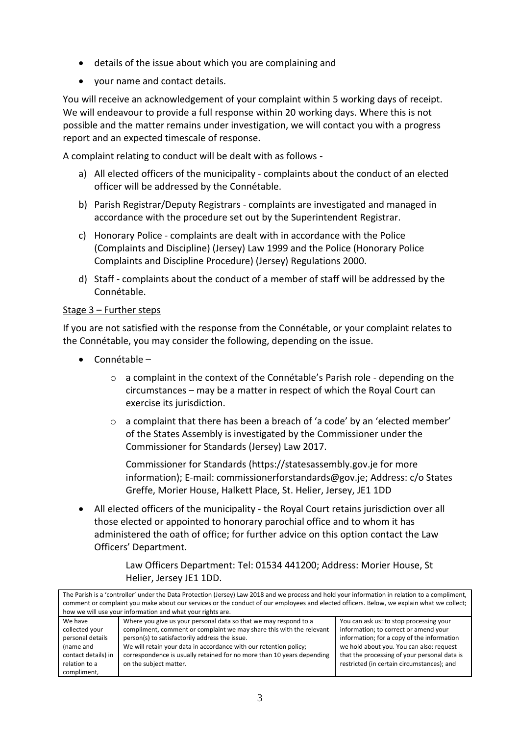- details of the issue about which you are complaining and
- your name and contact details.

You will receive an acknowledgement of your complaint within 5 working days of receipt. We will endeavour to provide a full response within 20 working days. Where this is not possible and the matter remains under investigation, we will contact you with a progress report and an expected timescale of response.

A complaint relating to conduct will be dealt with as follows -

a) All elected officers of the municipality - complaints about the conduct of an elected officer will be addressed by the Connétable.

b) Parish Registrar/Deputy Registrars - complaints are investigated and managed in accordance with the procedure set out by the Superintendent Registrar.

c) Honorary Police - complaints are dealt with in accordance with the Police (Complaints and Discipline) (Jersey) Law 1999 and the Police (Honorary Police Complaints and Discipline Procedure) (Jersey) Regulations 2000.

d) Staff - complaints about the conduct of a member of staff will be addressed by the Connétable.

Stage 3 – Further steps

If you are not satisfied with the response from the Connétable, or your complaint relates to the Connétable, you may consider the following, depending on the issue.

- Connétable –
  - a complaint in the context of the Connétable's Parish role - depending on the circumstances – may be a matter in respect of which the Royal Court can exercise its jurisdiction.
  - a complaint that there has been a breach of 'a code' by an 'elected member' of the States Assembly is investigated by the Commissioner under the Commissioner for Standards (Jersey) Law 2017.

    Commissioner for Standards (https://statesassembly.gov.je for more information); E-mail: commissionerforstandards@gov.je; Address: c/o States Greffe, Morier House, Halkett Place, St. Helier, Jersey, JE1 1DD

- All elected officers of the municipality - the Royal Court retains jurisdiction over all those elected or appointed to honorary parochial office and to whom it has administered the oath of office; for further advice on this option contact the Law Officers' Department.

  Law Officers Department: Tel: 01534 441200; Address: Morier House, St Helier, Jersey JE1 1DD.

| The Parish is a 'controller' under the Data Protection (Jersey) Law 2018 and we process and hold your information in relation to a compliment, comment or complaint you make about our services or the conduct of our employees and elected officers. Below, we explain what we collect; how we will use your information and what your rights are. | | |
|---|---|---|
| We have collected your personal details (name and contact details) in relation to a compliment, | Where you give us your personal data so that we may respond to a compliment, comment or complaint we may share this with the relevant person(s) to satisfactorily address the issue. We will retain your data in accordance with our retention policy; correspondence is usually retained for no more than 10 years depending on the subject matter. | You can ask us: to stop processing your information; to correct or amend your information; for a copy of the information we hold about you. You can also: request that the processing of your personal data is restricted (in certain circumstances); and |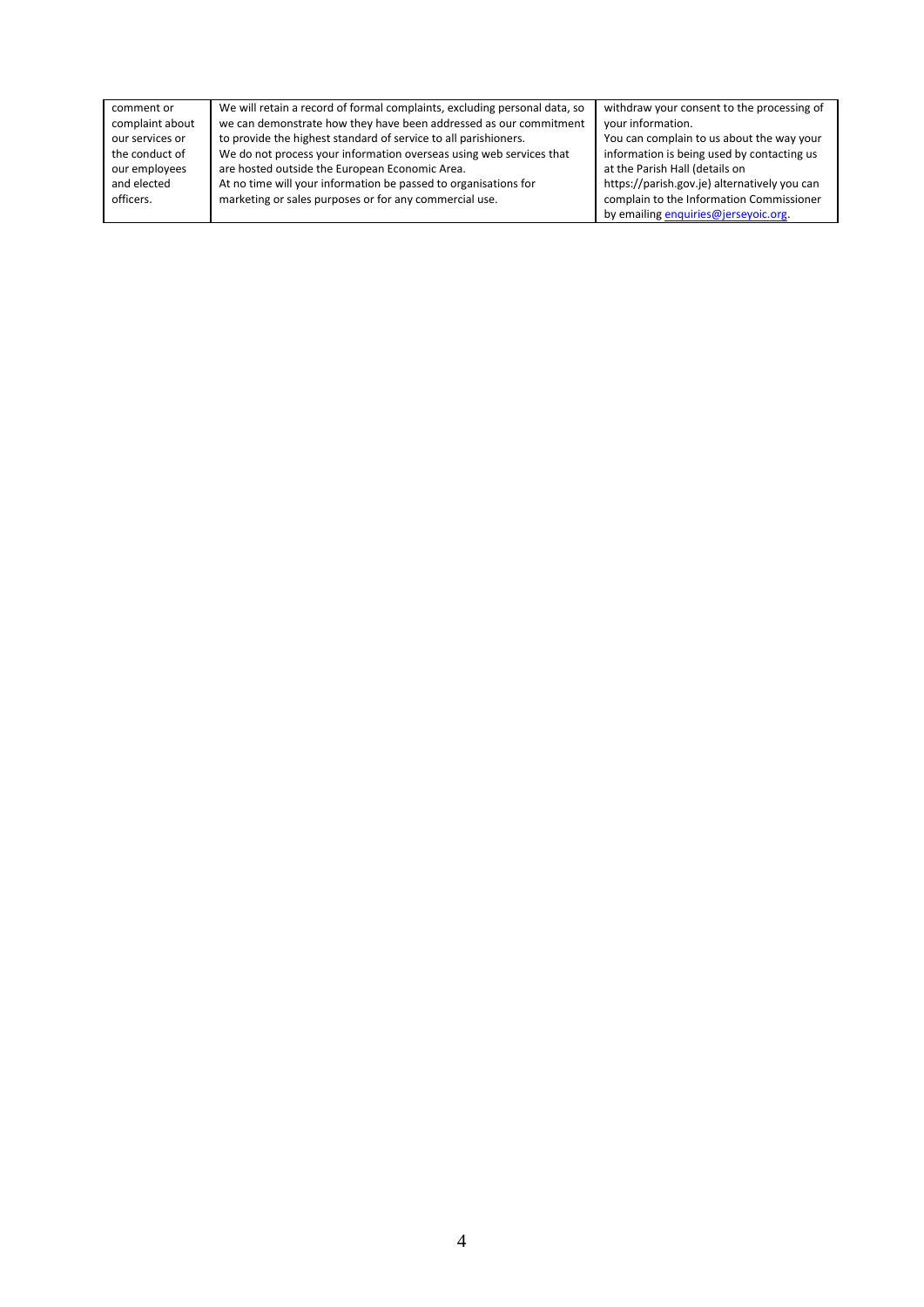| | | |
|---|---|---|
| comment or complaint about our services or the conduct of our employees and elected officers. | We will retain a record of formal complaints, excluding personal data, so we can demonstrate how they have been addressed as our commitment to provide the highest standard of service to all parishioners.<br>We do not process your information overseas using web services that are hosted outside the European Economic Area.<br>At no time will your information be passed to organisations for marketing or sales purposes or for any commercial use. | withdraw your consent to the processing of your information.<br>You can complain to us about the way your information is being used by contacting us at the Parish Hall (details on https://parish.gov.je) alternatively you can complain to the Information Commissioner by emailing enquiries@jerseyoic.org. |